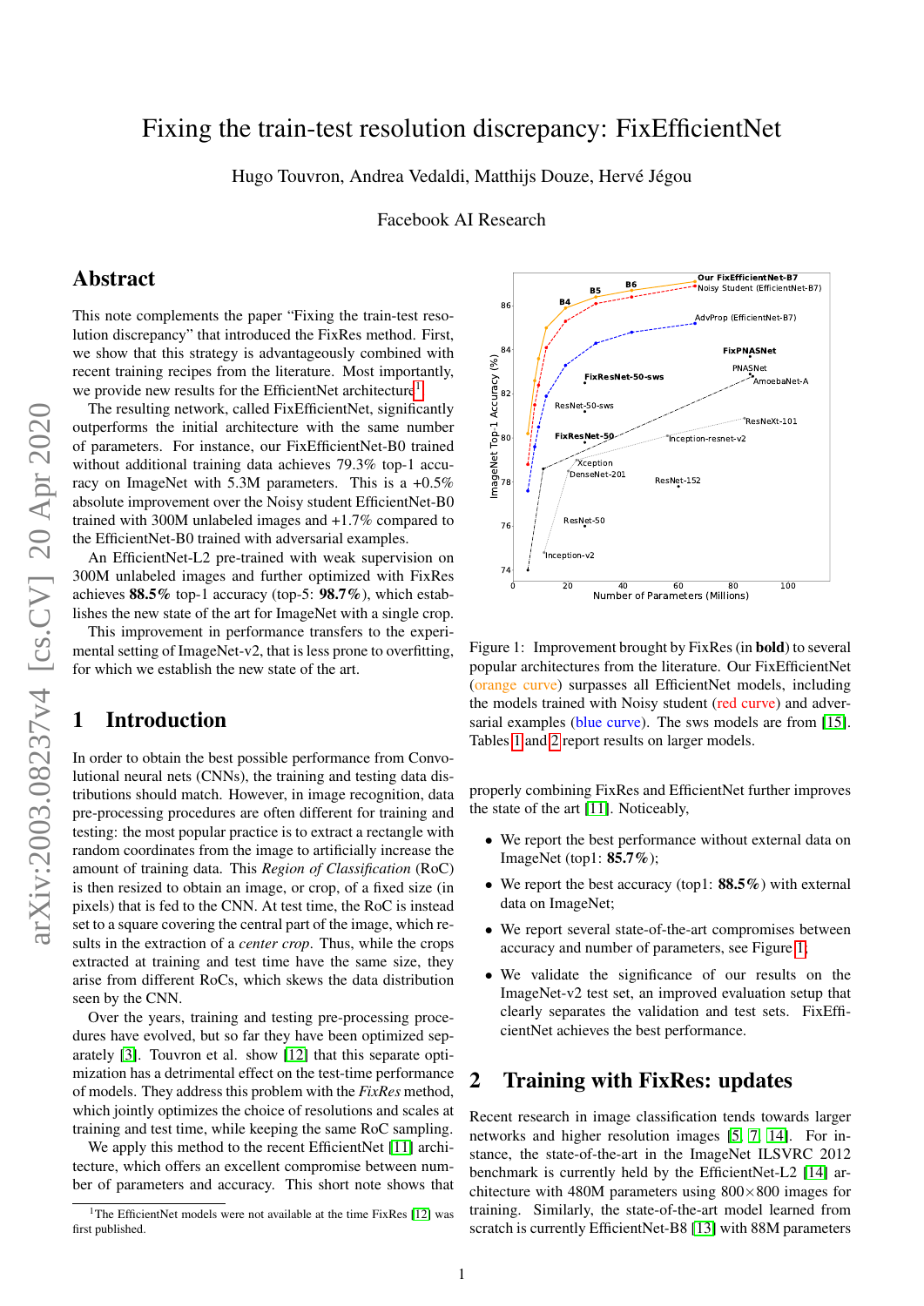# Fixing the train-test resolution discrepancy: FixEfficientNet

Hugo Touvron, Andrea Vedaldi, Matthijs Douze, Hervé Jégou

Facebook AI Research

## Abstract

This note complements the paper "Fixing the train-test resolution discrepancy" that introduced the FixRes method. First, we show that this strategy is advantageously combined with recent training recipes from the literature. Most importantly, we provide new results for the EfficientNet architecture[1].

The resulting network, called FixEfficientNet, significantly outperforms the initial architecture with the same number of parameters. For instance, our FixEfficientNet-B0 trained without additional training data achieves 79.3% top-1 accuracy on ImageNet with 5.3M parameters. This is a +0.5% absolute improvement over the Noisy student EfficientNet-B0 trained with 300M unlabeled images and +1.7% compared to the EfficientNet-B0 trained with adversarial examples.

An EfficientNet-L2 pre-trained with weak supervision on 300M unlabeled images and further optimized with FixRes achieves **88.5%** top-1 accuracy (top-5: **98.7%**), which establishes the new state of the art for ImageNet with a single crop.

This improvement in performance transfers to the experimental setting of ImageNet-v2, that is less prone to overfitting, for which we establish the new state of the art.

## 1 Introduction

In order to obtain the best possible performance from Convolutional neural nets (CNNs), the training and testing data distributions should match. However, in image recognition, data pre-processing procedures are often different for training and testing: the most popular practice is to extract a rectangle with random coordinates from the image to artificially increase the amount of training data. This *Region of Classification* (RoC) is then resized to obtain an image, or crop, of a fixed size (in pixels) that is fed to the CNN. At test time, the RoC is instead set to a square covering the central part of the image, which results in the extraction of a *center crop*. Thus, while the crops extracted at training and test time have the same size, they arise from different RoCs, which skews the data distribution seen by the CNN.

Over the years, training and testing pre-processing procedures have evolved, but so far they have been optimized separately [3]. Touvron et al. show [12] that this separate optimization has a detrimental effect on the test-time performance of models. They address this problem with the *FixRes* method, which jointly optimizes the choice of resolutions and scales at training and test time, while keeping the same RoC sampling.

We apply this method to the recent EfficientNet [11] architecture, which offers an excellent compromise between number of parameters and accuracy. This short note shows that properly combining FixRes and EfficientNet further improves the state of the art [11]. Noticeably,

- We report the best performance without external data on ImageNet (top1: **85.7%**);
- We report the best accuracy (top1: **88.5%**) with external data on ImageNet;
- We report several state-of-the-art compromises between accuracy and number of parameters, see Figure 1;
- We validate the significance of our results on the ImageNet-v2 test set, an improved evaluation setup that clearly separates the validation and test sets. FixEfficientNet achieves the best performance.

Figure 1: Improvement brought by FixRes (in **bold**) to several popular architectures from the literature. Our FixEfficientNet (orange curve) surpasses all EfficientNet models, including the models trained with Noisy student (red curve) and adversarial examples (blue curve). The sws models are from [15]. Tables 1 and 2 report results on larger models.

[1] The EfficientNet models were not available at the time FixRes [12] was first published.

## 2 Training with FixRes: updates

Recent research in image classification tends towards larger networks and higher resolution images [5, 7, 14]. For instance, the state-of-the-art in the ImageNet ILSVRC 2012 benchmark is currently held by the EfficientNet-L2 [14] architecture with 480M parameters using 800×800 images for training. Similarly, the state-of-the-art model learned from scratch is currently EfficientNet-B8 [13] with 88M parameters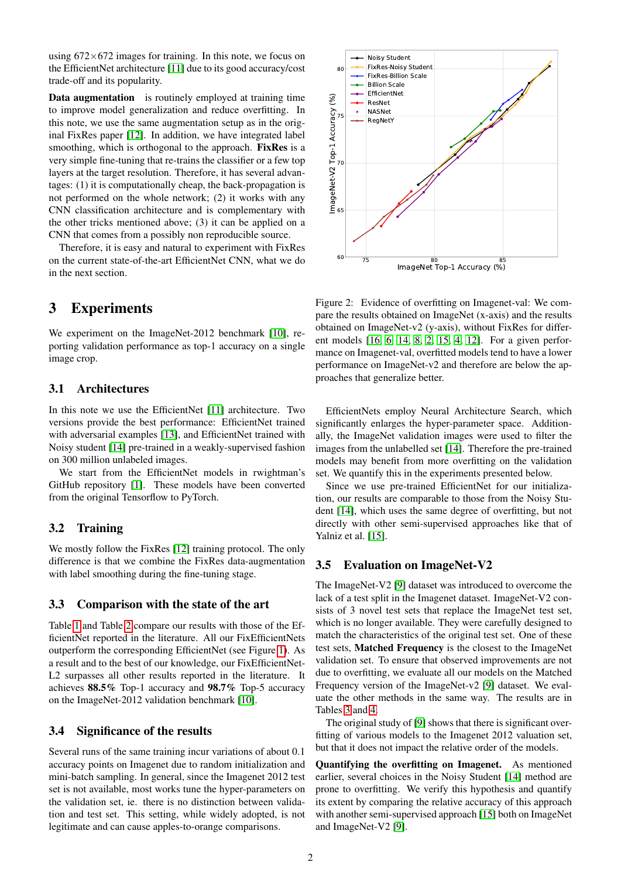using 672×672 images for training. In this note, we focus on the EfficientNet architecture [11] due to its good accuracy/cost trade-off and its popularity.

**Data augmentation** is routinely employed at training time to improve model generalization and reduce overfitting. In this note, we use the same augmentation setup as in the original FixRes paper [12]. In addition, we have integrated label smoothing, which is orthogonal to the approach. **FixRes** is a very simple fine-tuning that re-trains the classifier or a few top layers at the target resolution. Therefore, it has several advantages: (1) it is computationally cheap, the back-propagation is not performed on the whole network; (2) it works with any CNN classification architecture and is complementary with the other tricks mentioned above; (3) it can be applied on a CNN that comes from a possibly non reproducible source.

Therefore, it is easy and natural to experiment with FixRes on the current state-of-the-art EfficientNet CNN, what we do in the next section.

# 3 Experiments

We experiment on the ImageNet-2012 benchmark [10], reporting validation performance as top-1 accuracy on a single image crop.

## 3.1 Architectures

In this note we use the EfficientNet [11] architecture. Two versions provide the best performance: EfficientNet trained with adversarial examples [13], and EfficientNet trained with Noisy student [14] pre-trained in a weakly-supervised fashion on 300 million unlabeled images.

We start from the EfficientNet models in rwightman's GitHub repository [1]. These models have been converted from the original Tensorflow to PyTorch.

## 3.2 Training

We mostly follow the FixRes [12] training protocol. The only difference is that we combine the FixRes data-augmentation with label smoothing during the fine-tuning stage.

## 3.3 Comparison with the state of the art

Table 1 and Table 2 compare our results with those of the EfficientNet reported in the literature. All our FixEfficientNets outperform the corresponding EfficientNet (see Figure 1). As a result and to the best of our knowledge, our FixEfficientNet-L2 surpasses all other results reported in the literature. It achieves **88.5%** Top-1 accuracy and **98.7%** Top-5 accuracy on the ImageNet-2012 validation benchmark [10].

## 3.4 Significance of the results

Several runs of the same training incur variations of about 0.1 accuracy points on Imagenet due to random initialization and mini-batch sampling. In general, since the Imagenet 2012 test set is not available, most works tune the hyper-parameters on the validation set, ie. there is no distinction between validation and test set. This setting, while widely adopted, is not legitimate and can cause apples-to-orange comparisons.

Figure 2: Evidence of overfitting on Imagenet-val: We compare the results obtained on ImageNet (x-axis) and the results obtained on ImageNet-v2 (y-axis), without FixRes for different models [16, 6, 14, 8, 2, 15, 4, 12]. For a given performance on Imagenet-val, overfitted models tend to have a lower performance on ImageNet-v2 and therefore are below the approaches that generalize better.

EfficientNets employ Neural Architecture Search, which significantly enlarges the hyper-parameter space. Additionally, the ImageNet validation images were used to filter the images from the unlabelled set [14]. Therefore the pre-trained models may benefit from more overfitting on the validation set. We quantify this in the experiments presented below.

Since we use pre-trained EfficientNet for our initialization, our results are comparable to those from the Noisy Student [14], which uses the same degree of overfitting, but not directly with other semi-supervised approaches like that of Yalniz et al. [15].

## 3.5 Evaluation on ImageNet-V2

The ImageNet-V2 [9] dataset was introduced to overcome the lack of a test split in the Imagenet dataset. ImageNet-V2 consists of 3 novel test sets that replace the ImageNet test set, which is no longer available. They were carefully designed to match the characteristics of the original test set. One of these test sets, **Matched Frequency** is the closest to the ImageNet validation set. To ensure that observed improvements are not due to overfitting, we evaluate all our models on the Matched Frequency version of the ImageNet-v2 [9] dataset. We evaluate the other methods in the same way. The results are in Tables 3 and 4.

The original study of [9] shows that there is significant overfitting of various models to the Imagenet 2012 valuation set, but that it does not impact the relative order of the models.

**Quantifying the overfitting on Imagenet.** As mentioned earlier, several choices in the Noisy Student [14] method are prone to overfitting. We verify this hypothesis and quantify its extent by comparing the relative accuracy of this approach with another semi-supervised approach [15] both on ImageNet and ImageNet-V2 [9].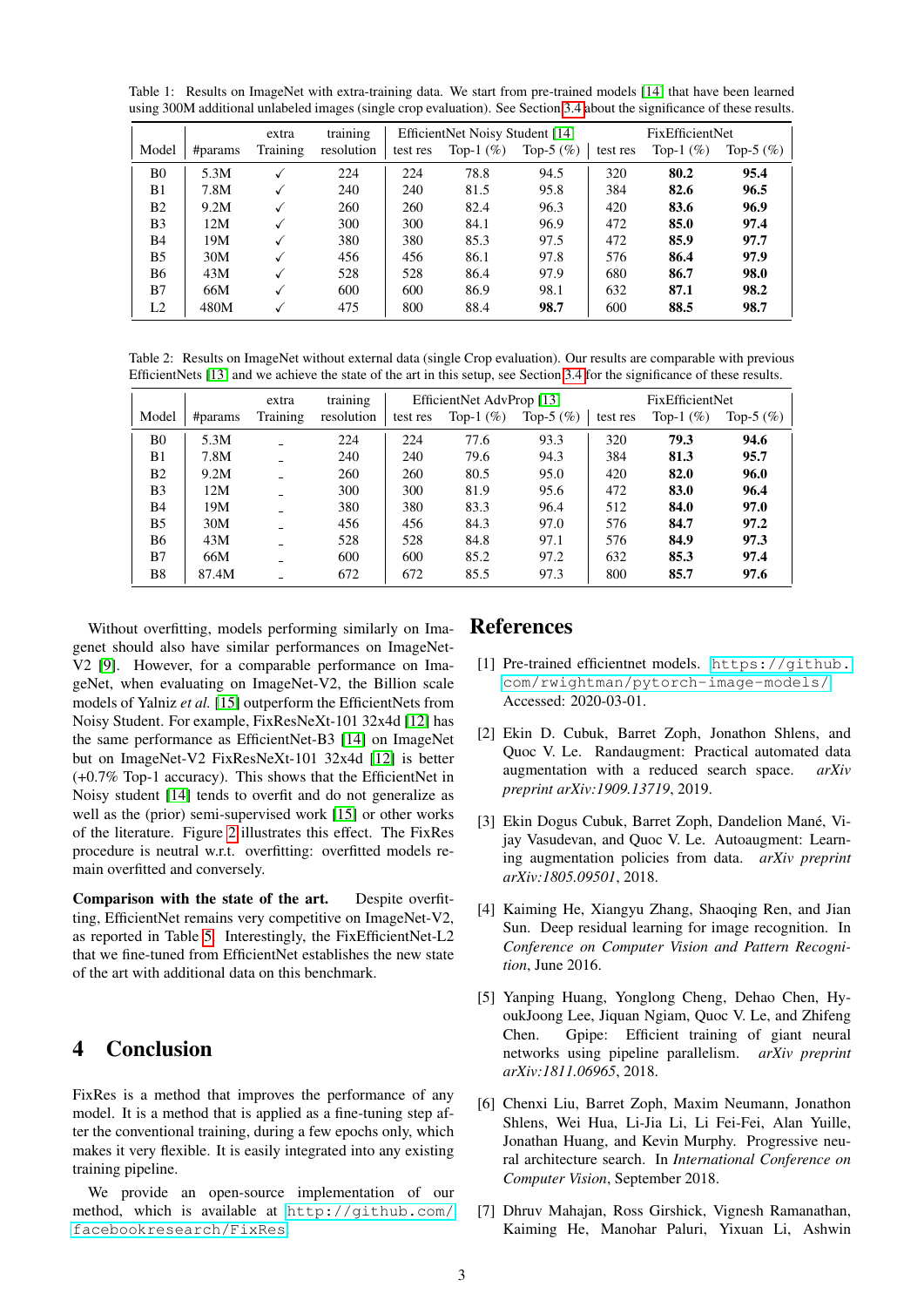Table 1: Results on ImageNet with extra-training data. We start from pre-trained models [14] that have been learned using 300M additional unlabeled images (single crop evaluation). See Section 3.4 about the significance of these results.

| Model | #params | extra Training | training resolution | EfficientNet Noisy Student [14] | | | FixEfficientNet | | |
|---|---|---|---|---|---|---|---|---|---|
| | | | | test res | Top-1 (%) | Top-5 (%) | test res | Top-1 (%) | Top-5 (%) |
| B0 | 5.3M | ✓ | 224 | 224 | 78.8 | 94.5 | 320 | **80.2** | **95.4** |
| B1 | 7.8M | ✓ | 240 | 240 | 81.5 | 95.8 | 384 | **82.6** | **96.5** |
| B2 | 9.2M | ✓ | 260 | 260 | 82.4 | 96.3 | 420 | **83.6** | **96.9** |
| B3 | 12M | ✓ | 300 | 300 | 84.1 | 96.9 | 472 | **85.0** | **97.4** |
| B4 | 19M | ✓ | 380 | 380 | 85.3 | 97.5 | 472 | **85.9** | **97.7** |
| B5 | 30M | ✓ | 456 | 456 | 86.1 | 97.8 | 576 | **86.4** | **97.9** |
| B6 | 43M | ✓ | 528 | 528 | 86.4 | 97.9 | 680 | **86.7** | **98.0** |
| B7 | 66M | ✓ | 600 | 600 | 86.9 | 98.1 | 632 | **87.1** | **98.2** |
| L2 | 480M | ✓ | 475 | 800 | 88.4 | **98.7** | 600 | **88.5** | **98.7** |

Table 2: Results on ImageNet without external data (single Crop evaluation). Our results are comparable with previous EfficientNets [13] and we achieve the state of the art in this setup, see Section 3.4 for the significance of these results.

| Model | #params | extra Training | training resolution | EfficientNet AdvProp [13] | | | FixEfficientNet | | |
|---|---|---|---|---|---|---|---|---|---|
| | | | | test res | Top-1 (%) | Top-5 (%) | test res | Top-1 (%) | Top-5 (%) |
| B0 | 5.3M | _ | 224 | 224 | 77.6 | 93.3 | 320 | **79.3** | **94.6** |
| B1 | 7.8M | _ | 240 | 240 | 79.6 | 94.3 | 384 | **81.3** | **95.7** |
| B2 | 9.2M | _ | 260 | 260 | 80.5 | 95.0 | 420 | **82.0** | **96.0** |
| B3 | 12M | _ | 300 | 300 | 81.9 | 95.6 | 472 | **83.0** | **96.4** |
| B4 | 19M | _ | 380 | 380 | 83.3 | 96.4 | 512 | **84.0** | **97.0** |
| B5 | 30M | _ | 456 | 456 | 84.3 | 97.0 | 576 | **84.7** | **97.2** |
| B6 | 43M | _ | 528 | 528 | 84.8 | 97.1 | 576 | **84.9** | **97.3** |
| B7 | 66M | _ | 600 | 600 | 85.2 | 97.2 | 632 | **85.3** | **97.4** |
| B8 | 87.4M | _ | 672 | 672 | 85.5 | 97.3 | 800 | **85.7** | **97.6** |

Without overfitting, models performing similarly on Imagenet should also have similar performances on ImageNet-V2 [9]. However, for a comparable performance on ImageNet, when evaluating on ImageNet-V2, the Billion scale models of Yalniz *et al.* [15] outperform the EfficientNets from Noisy Student. For example, FixResNeXt-101 32x4d [12] has the same performance as EfficientNet-B3 [14] on ImageNet but on ImageNet-V2 FixResNeXt-101 32x4d [12] is better (+0.7% Top-1 accuracy). This shows that the EfficientNet in Noisy student [14] tends to overfit and do not generalize as well as the (prior) semi-supervised work [15] or other works of the literature. Figure 2 illustrates this effect. The FixRes procedure is neutral w.r.t. overfitting: overfitted models remain overfitted and conversely.

**Comparison with the state of the art.** Despite overfitting, EfficientNet remains very competitive on ImageNet-V2, as reported in Table 5. Interestingly, the FixEfficientNet-L2 that we fine-tuned from EfficientNet establishes the new state of the art with additional data on this benchmark.

# 4 Conclusion

FixRes is a method that improves the performance of any model. It is a method that is applied as a fine-tuning step after the conventional training, during a few epochs only, which makes it very flexible. It is easily integrated into any existing training pipeline.

We provide an open-source implementation of our method, which is available at http://github.com/facebookresearch/FixRes

# References

[1] Pre-trained efficientnet models. https://github.com/rwightman/pytorch-image-models/ Accessed: 2020-03-01.

[2] Ekin D. Cubuk, Barret Zoph, Jonathon Shlens, and Quoc V. Le. Randaugment: Practical automated data augmentation with a reduced search space. *arXiv preprint arXiv:1909.13719*, 2019.

[3] Ekin Dogus Cubuk, Barret Zoph, Dandelion Mané, Vijay Vasudevan, and Quoc V. Le. Autoaugment: Learning augmentation policies from data. *arXiv preprint arXiv:1805.09501*, 2018.

[4] Kaiming He, Xiangyu Zhang, Shaoqing Ren, and Jian Sun. Deep residual learning for image recognition. In *Conference on Computer Vision and Pattern Recognition*, June 2016.

[5] Yanping Huang, Yonglong Cheng, Dehao Chen, HyoukJoong Lee, Jiquan Ngiam, Quoc V. Le, and Zhifeng Chen. Gpipe: Efficient training of giant neural networks using pipeline parallelism. *arXiv preprint arXiv:1811.06965*, 2018.

[6] Chenxi Liu, Barret Zoph, Maxim Neumann, Jonathon Shlens, Wei Hua, Li-Jia Li, Li Fei-Fei, Alan Yuille, Jonathan Huang, and Kevin Murphy. Progressive neural architecture search. In *International Conference on Computer Vision*, September 2018.

[7] Dhruv Mahajan, Ross Girshick, Vignesh Ramanathan, Kaiming He, Manohar Paluri, Yixuan Li, Ashwin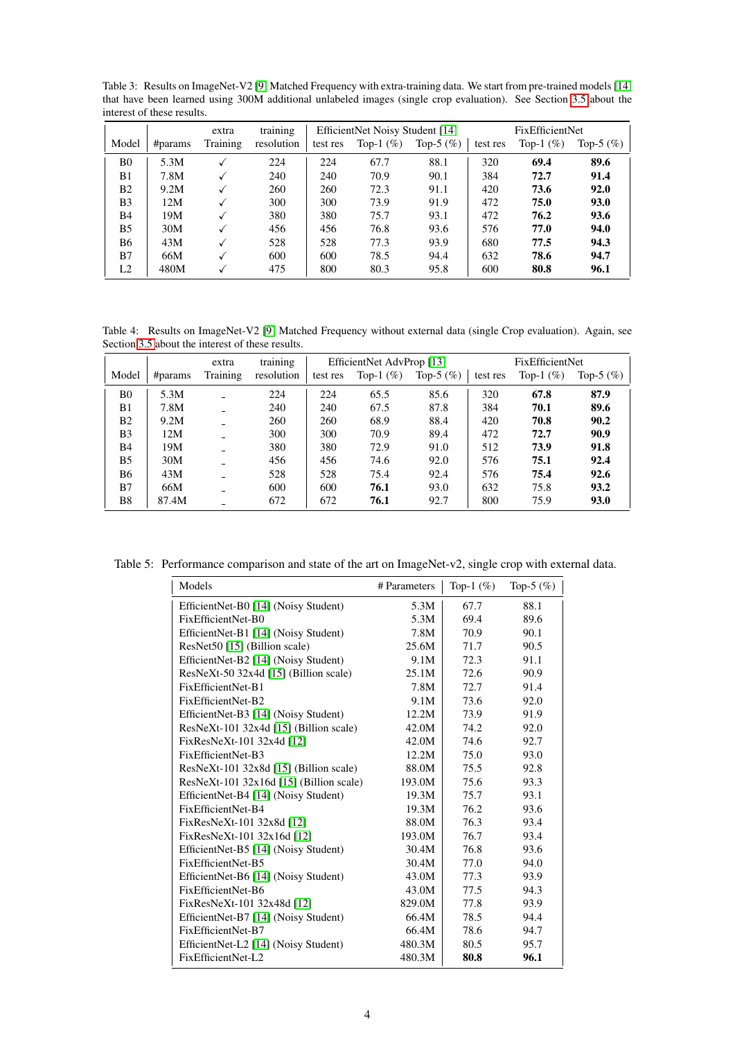Table 3: Results on ImageNet-V2 [9] Matched Frequency with extra-training data. We start from pre-trained models [14] that have been learned using 300M additional unlabeled images (single crop evaluation). See Section 3.5 about the interest of these results.

| Model | #params | extra Training | training resolution | EfficientNet Noisy Student [14] test res | Top-1 (%) | Top-5 (%) | FixEfficientNet test res | Top-1 (%) | Top-5 (%) |
|---|---|---|---|---|---|---|---|---|---|
| B0 | 5.3M | ✓ | 224 | 224 | 67.7 | 88.1 | 320 | **69.4** | **89.6** |
| B1 | 7.8M | ✓ | 240 | 240 | 70.9 | 90.1 | 384 | **72.7** | **91.4** |
| B2 | 9.2M | ✓ | 260 | 260 | 72.3 | 91.1 | 420 | **73.6** | **92.0** |
| B3 | 12M | ✓ | 300 | 300 | 73.9 | 91.9 | 472 | **75.0** | **93.0** |
| B4 | 19M | ✓ | 380 | 380 | 75.7 | 93.1 | 472 | **76.2** | **93.6** |
| B5 | 30M | ✓ | 456 | 456 | 76.8 | 93.6 | 576 | **77.0** | **94.0** |
| B6 | 43M | ✓ | 528 | 528 | 77.3 | 93.9 | 680 | **77.5** | **94.3** |
| B7 | 66M | ✓ | 600 | 600 | 78.5 | 94.4 | 632 | **78.6** | **94.7** |
| L2 | 480M | ✓ | 475 | 800 | 80.3 | 95.8 | 600 | **80.8** | **96.1** |

Table 4: Results on ImageNet-V2 [9] Matched Frequency without external data (single Crop evaluation). Again, see Section 3.5 about the interest of these results.

| Model | #params | extra Training | training resolution | EfficientNet AdvProp [13] test res | Top-1 (%) | Top-5 (%) | FixEfficientNet test res | Top-1 (%) | Top-5 (%) |
|---|---|---|---|---|---|---|---|---|---|
| B0 | 5.3M | _ | 224 | 224 | 65.5 | 85.6 | 320 | **67.8** | **87.9** |
| B1 | 7.8M | _ | 240 | 240 | 67.5 | 87.8 | 384 | **70.1** | **89.6** |
| B2 | 9.2M | _ | 260 | 260 | 68.9 | 88.4 | 420 | **70.8** | **90.2** |
| B3 | 12M | _ | 300 | 300 | 70.9 | 89.4 | 472 | **72.7** | **90.9** |
| B4 | 19M | _ | 380 | 380 | 72.9 | 91.0 | 512 | **73.9** | **91.8** |
| B5 | 30M | _ | 456 | 456 | 74.6 | 92.0 | 576 | **75.1** | **92.4** |
| B6 | 43M | _ | 528 | 528 | 75.4 | 92.4 | 576 | **75.4** | **92.6** |
| B7 | 66M | _ | 600 | 600 | **76.1** | 93.0 | 632 | 75.8 | **93.2** |
| B8 | 87.4M | _ | 672 | 672 | **76.1** | 92.7 | 800 | 75.9 | **93.0** |

Table 5: Performance comparison and state of the art on ImageNet-v2, single crop with external data.

| Models | # Parameters | Top-1 (%) | Top-5 (%) |
|---|---|---|---|
| EfficientNet-B0 [14] (Noisy Student) | 5.3M | 67.7 | 88.1 |
| FixEfficientNet-B0 | 5.3M | 69.4 | 89.6 |
| EfficientNet-B1 [14] (Noisy Student) | 7.8M | 70.9 | 90.1 |
| ResNet50 [15] (Billion scale) | 25.6M | 71.7 | 90.5 |
| EfficientNet-B2 [14] (Noisy Student) | 9.1M | 72.3 | 91.1 |
| ResNeXt-50 32x4d [15] (Billion scale) | 25.1M | 72.6 | 90.9 |
| FixEfficientNet-B1 | 7.8M | 72.7 | 91.4 |
| FixEfficientNet-B2 | 9.1M | 73.6 | 92.0 |
| EfficientNet-B3 [14] (Noisy Student) | 12.2M | 73.9 | 91.9 |
| ResNeXt-101 32x4d [15] (Billion scale) | 42.0M | 74.2 | 92.0 |
| FixResNeXt-101 32x4d [12] | 42.0M | 74.6 | 92.7 |
| FixEfficientNet-B3 | 12.2M | 75.0 | 93.0 |
| ResNeXt-101 32x8d [15] (Billion scale) | 88.0M | 75.5 | 92.8 |
| ResNeXt-101 32x16d [15] (Billion scale) | 193.0M | 75.6 | 93.3 |
| EfficientNet-B4 [14] (Noisy Student) | 19.3M | 75.7 | 93.1 |
| FixEfficientNet-B4 | 19.3M | 76.2 | 93.6 |
| FixResNeXt-101 32x8d [12] | 88.0M | 76.3 | 93.4 |
| FixResNeXt-101 32x16d [12] | 193.0M | 76.7 | 93.4 |
| EfficientNet-B5 [14] (Noisy Student) | 30.4M | 76.8 | 93.6 |
| FixEfficientNet-B5 | 30.4M | 77.0 | 94.0 |
| EfficientNet-B6 [14] (Noisy Student) | 43.0M | 77.3 | 93.9 |
| FixEfficientNet-B6 | 43.0M | 77.5 | 94.3 |
| FixResNeXt-101 32x48d [12] | 829.0M | 77.8 | 93.9 |
| EfficientNet-B7 [14] (Noisy Student) | 66.4M | 78.5 | 94.4 |
| FixEfficientNet-B7 | 66.4M | 78.6 | 94.7 |
| EfficientNet-L2 [14] (Noisy Student) | 480.3M | 80.5 | 95.7 |
| FixEfficientNet-L2 | 480.3M | **80.8** | **96.1** |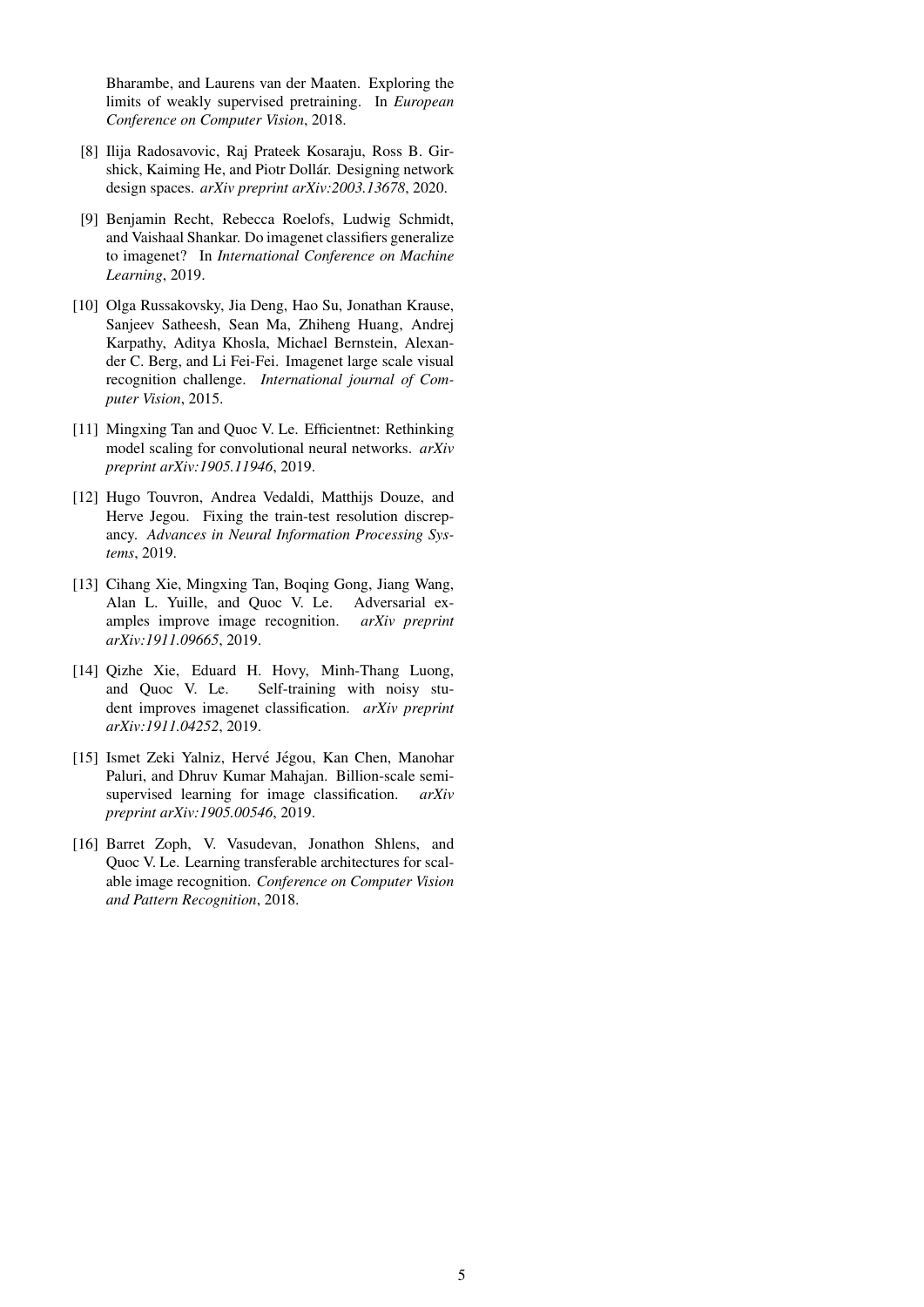Bharambe, and Laurens van der Maaten. Exploring the limits of weakly supervised pretraining. In *European Conference on Computer Vision*, 2018.

[8] Ilija Radosavovic, Raj Prateek Kosaraju, Ross B. Girshick, Kaiming He, and Piotr Dollár. Designing network design spaces. *arXiv preprint arXiv:2003.13678*, 2020.

[9] Benjamin Recht, Rebecca Roelofs, Ludwig Schmidt, and Vaishaal Shankar. Do imagenet classifiers generalize to imagenet? In *International Conference on Machine Learning*, 2019.

[10] Olga Russakovsky, Jia Deng, Hao Su, Jonathan Krause, Sanjeev Satheesh, Sean Ma, Zhiheng Huang, Andrej Karpathy, Aditya Khosla, Michael Bernstein, Alexander C. Berg, and Li Fei-Fei. Imagenet large scale visual recognition challenge. *International journal of Computer Vision*, 2015.

[11] Mingxing Tan and Quoc V. Le. Efficientnet: Rethinking model scaling for convolutional neural networks. *arXiv preprint arXiv:1905.11946*, 2019.

[12] Hugo Touvron, Andrea Vedaldi, Matthijs Douze, and Herve Jegou. Fixing the train-test resolution discrepancy. *Advances in Neural Information Processing Systems*, 2019.

[13] Cihang Xie, Mingxing Tan, Boqing Gong, Jiang Wang, Alan L. Yuille, and Quoc V. Le. Adversarial examples improve image recognition. *arXiv preprint arXiv:1911.09665*, 2019.

[14] Qizhe Xie, Eduard H. Hovy, Minh-Thang Luong, and Quoc V. Le. Self-training with noisy student improves imagenet classification. *arXiv preprint arXiv:1911.04252*, 2019.

[15] Ismet Zeki Yalniz, Hervé Jégou, Kan Chen, Manohar Paluri, and Dhruv Kumar Mahajan. Billion-scale semi-supervised learning for image classification. *arXiv preprint arXiv:1905.00546*, 2019.

[16] Barret Zoph, V. Vasudevan, Jonathon Shlens, and Quoc V. Le. Learning transferable architectures for scalable image recognition. *Conference on Computer Vision and Pattern Recognition*, 2018.